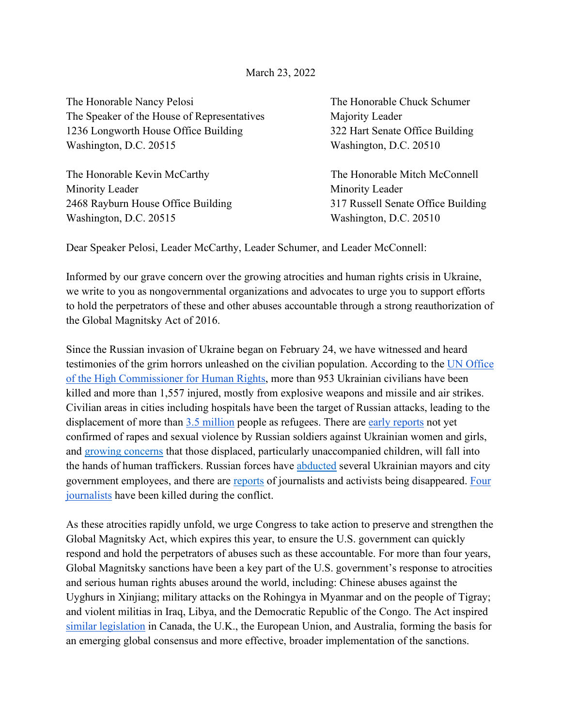March 23, 2022

The Honorable Nancy Pelosi
The Speaker of the House of Representatives
1236 Longworth House Office Building
Washington, D.C. 20515

The Honorable Chuck Schumer
Majority Leader
322 Hart Senate Office Building
Washington, D.C. 20510

The Honorable Kevin McCarthy
Minority Leader
2468 Rayburn House Office Building
Washington, D.C. 20515

The Honorable Mitch McConnell
Minority Leader
317 Russell Senate Office Building
Washington, D.C. 20510

Dear Speaker Pelosi, Leader McCarthy, Leader Schumer, and Leader McConnell:

Informed by our grave concern over the growing atrocities and human rights crisis in Ukraine, we write to you as nongovernmental organizations and advocates to urge you to support efforts to hold the perpetrators of these and other abuses accountable through a strong reauthorization of the Global Magnitsky Act of 2016.

Since the Russian invasion of Ukraine began on February 24, we have witnessed and heard testimonies of the grim horrors unleashed on the civilian population. According to the UN Office of the High Commissioner for Human Rights, more than 953 Ukrainian civilians have been killed and more than 1,557 injured, mostly from explosive weapons and missile and air strikes. Civilian areas in cities including hospitals have been the target of Russian attacks, leading to the displacement of more than 3.5 million people as refugees. There are early reports not yet confirmed of rapes and sexual violence by Russian soldiers against Ukrainian women and girls, and growing concerns that those displaced, particularly unaccompanied children, will fall into the hands of human traffickers. Russian forces have abducted several Ukrainian mayors and city government employees, and there are reports of journalists and activists being disappeared. Four journalists have been killed during the conflict.

As these atrocities rapidly unfold, we urge Congress to take action to preserve and strengthen the Global Magnitsky Act, which expires this year, to ensure the U.S. government can quickly respond and hold the perpetrators of abuses such as these accountable. For more than four years, Global Magnitsky sanctions have been a key part of the U.S. government's response to atrocities and serious human rights abuses around the world, including: Chinese abuses against the Uyghurs in Xinjiang; military attacks on the Rohingya in Myanmar and on the people of Tigray; and violent militias in Iraq, Libya, and the Democratic Republic of the Congo. The Act inspired similar legislation in Canada, the U.K., the European Union, and Australia, forming the basis for an emerging global consensus and more effective, broader implementation of the sanctions.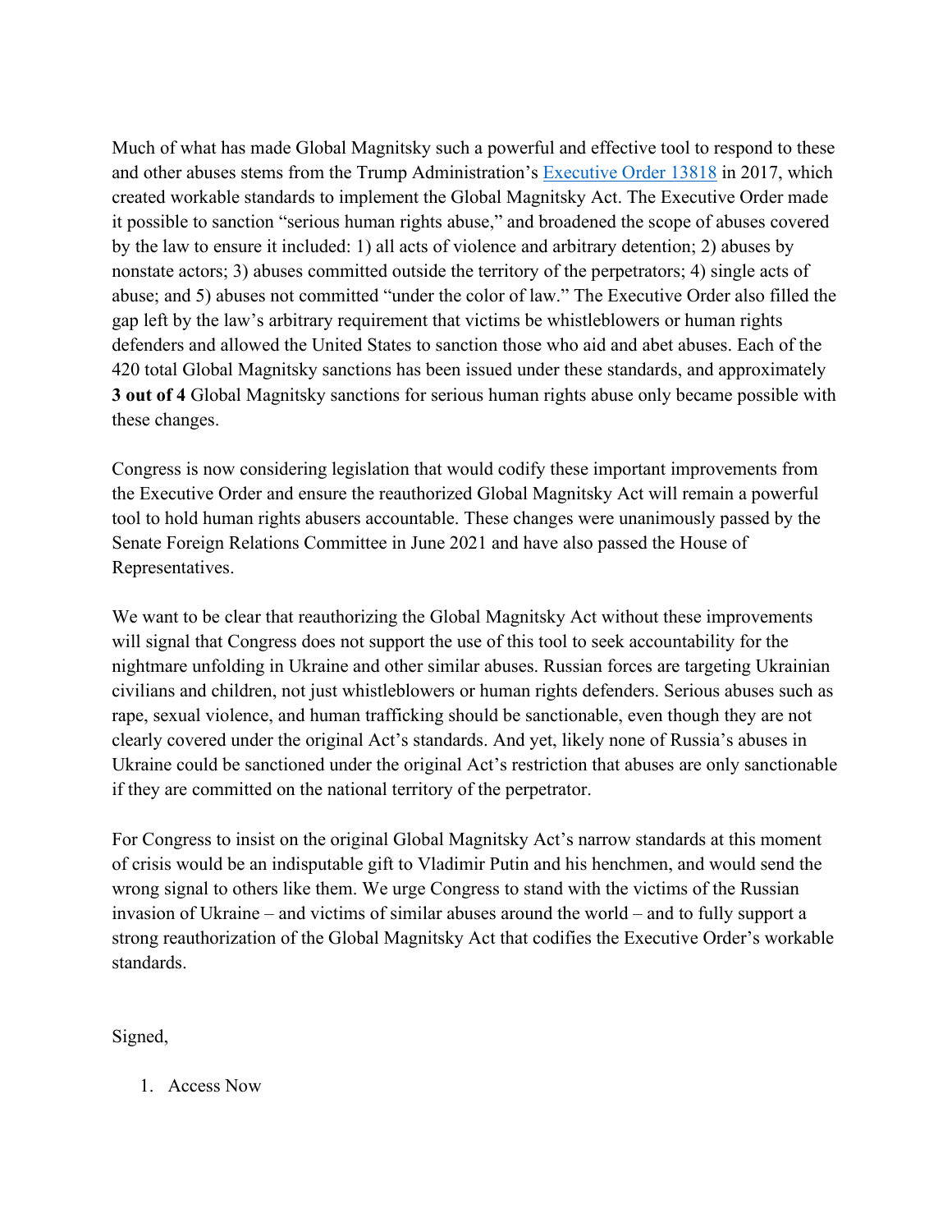Much of what has made Global Magnitsky such a powerful and effective tool to respond to these and other abuses stems from the Trump Administration's [Executive Order 13818](#) in 2017, which created workable standards to implement the Global Magnitsky Act. The Executive Order made it possible to sanction "serious human rights abuse," and broadened the scope of abuses covered by the law to ensure it included: 1) all acts of violence and arbitrary detention; 2) abuses by nonstate actors; 3) abuses committed outside the territory of the perpetrators; 4) single acts of abuse; and 5) abuses not committed "under the color of law." The Executive Order also filled the gap left by the law's arbitrary requirement that victims be whistleblowers or human rights defenders and allowed the United States to sanction those who aid and abet abuses. Each of the 420 total Global Magnitsky sanctions has been issued under these standards, and approximately **3 out of 4** Global Magnitsky sanctions for serious human rights abuse only became possible with these changes.

Congress is now considering legislation that would codify these important improvements from the Executive Order and ensure the reauthorized Global Magnitsky Act will remain a powerful tool to hold human rights abusers accountable. These changes were unanimously passed by the Senate Foreign Relations Committee in June 2021 and have also passed the House of Representatives.

We want to be clear that reauthorizing the Global Magnitsky Act without these improvements will signal that Congress does not support the use of this tool to seek accountability for the nightmare unfolding in Ukraine and other similar abuses. Russian forces are targeting Ukrainian civilians and children, not just whistleblowers or human rights defenders. Serious abuses such as rape, sexual violence, and human trafficking should be sanctionable, even though they are not clearly covered under the original Act's standards. And yet, likely none of Russia's abuses in Ukraine could be sanctioned under the original Act's restriction that abuses are only sanctionable if they are committed on the national territory of the perpetrator.

For Congress to insist on the original Global Magnitsky Act's narrow standards at this moment of crisis would be an indisputable gift to Vladimir Putin and his henchmen, and would send the wrong signal to others like them. We urge Congress to stand with the victims of the Russian invasion of Ukraine – and victims of similar abuses around the world – and to fully support a strong reauthorization of the Global Magnitsky Act that codifies the Executive Order's workable standards.

Signed,

1. Access Now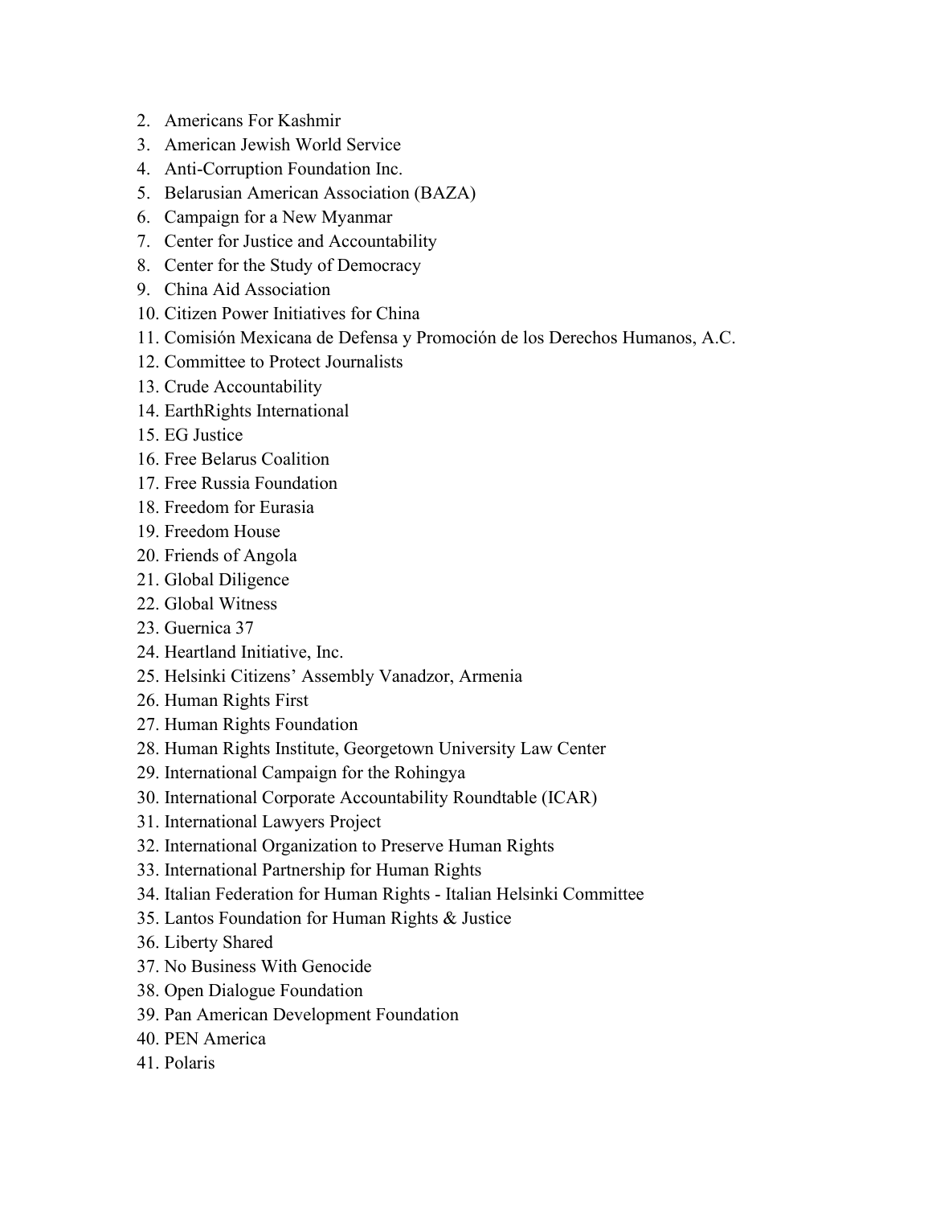2. Americans For Kashmir
3. American Jewish World Service
4. Anti-Corruption Foundation Inc.
5. Belarusian American Association (BAZA)
6. Campaign for a New Myanmar
7. Center for Justice and Accountability
8. Center for the Study of Democracy
9. China Aid Association
10. Citizen Power Initiatives for China
11. Comisión Mexicana de Defensa y Promoción de los Derechos Humanos, A.C.
12. Committee to Protect Journalists
13. Crude Accountability
14. EarthRights International
15. EG Justice
16. Free Belarus Coalition
17. Free Russia Foundation
18. Freedom for Eurasia
19. Freedom House
20. Friends of Angola
21. Global Diligence
22. Global Witness
23. Guernica 37
24. Heartland Initiative, Inc.
25. Helsinki Citizens' Assembly Vanadzor, Armenia
26. Human Rights First
27. Human Rights Foundation
28. Human Rights Institute, Georgetown University Law Center
29. International Campaign for the Rohingya
30. International Corporate Accountability Roundtable (ICAR)
31. International Lawyers Project
32. International Organization to Preserve Human Rights
33. International Partnership for Human Rights
34. Italian Federation for Human Rights - Italian Helsinki Committee
35. Lantos Foundation for Human Rights & Justice
36. Liberty Shared
37. No Business With Genocide
38. Open Dialogue Foundation
39. Pan American Development Foundation
40. PEN America
41. Polaris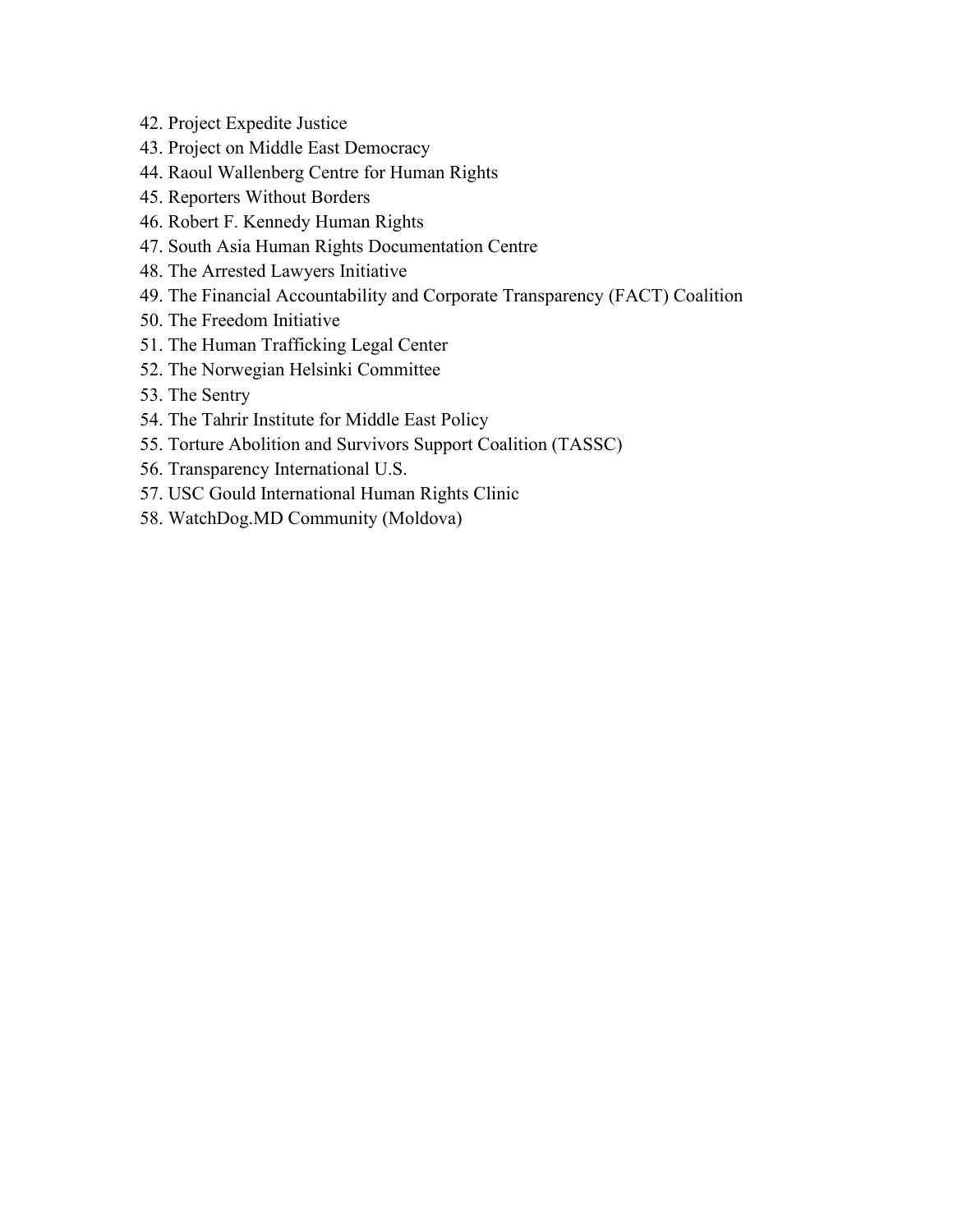42. Project Expedite Justice
43. Project on Middle East Democracy
44. Raoul Wallenberg Centre for Human Rights
45. Reporters Without Borders
46. Robert F. Kennedy Human Rights
47. South Asia Human Rights Documentation Centre
48. The Arrested Lawyers Initiative
49. The Financial Accountability and Corporate Transparency (FACT) Coalition
50. The Freedom Initiative
51. The Human Trafficking Legal Center
52. The Norwegian Helsinki Committee
53. The Sentry
54. The Tahrir Institute for Middle East Policy
55. Torture Abolition and Survivors Support Coalition (TASSC)
56. Transparency International U.S.
57. USC Gould International Human Rights Clinic
58. WatchDog.MD Community (Moldova)